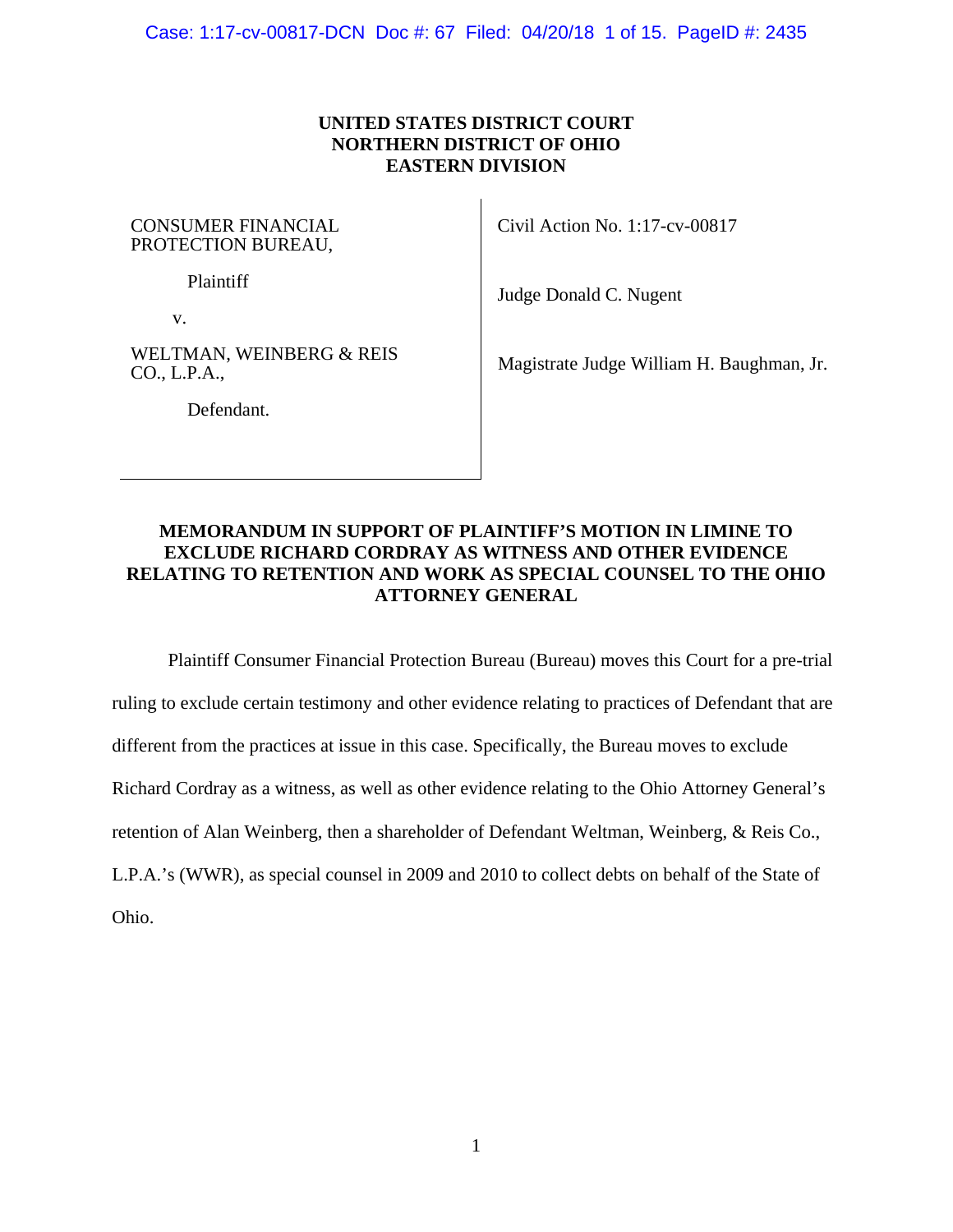**UNITED STATES DISTRICT COURT**
**NORTHERN DISTRICT OF OHIO**
**EASTERN DIVISION**

| | |
|---|---|
| CONSUMER FINANCIAL PROTECTION BUREAU,<br><br>Plaintiff<br><br>v.<br><br>WELTMAN, WEINBERG & REIS CO., L.P.A.,<br><br>Defendant. | Civil Action No. 1:17-cv-00817<br><br>Judge Donald C. Nugent<br><br>Magistrate Judge William H. Baughman, Jr. |

**MEMORANDUM IN SUPPORT OF PLAINTIFF'S MOTION IN LIMINE TO EXCLUDE RICHARD CORDRAY AS WITNESS AND OTHER EVIDENCE RELATING TO RETENTION AND WORK AS SPECIAL COUNSEL TO THE OHIO ATTORNEY GENERAL**

Plaintiff Consumer Financial Protection Bureau (Bureau) moves this Court for a pre-trial ruling to exclude certain testimony and other evidence relating to practices of Defendant that are different from the practices at issue in this case. Specifically, the Bureau moves to exclude Richard Cordray as a witness, as well as other evidence relating to the Ohio Attorney General's retention of Alan Weinberg, then a shareholder of Defendant Weltman, Weinberg, & Reis Co., L.P.A.'s (WWR), as special counsel in 2009 and 2010 to collect debts on behalf of the State of Ohio.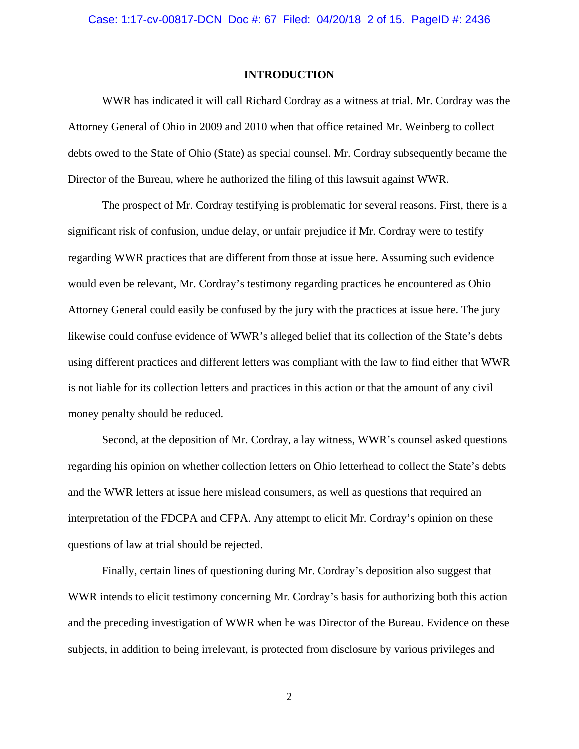## INTRODUCTION

WWR has indicated it will call Richard Cordray as a witness at trial. Mr. Cordray was the Attorney General of Ohio in 2009 and 2010 when that office retained Mr. Weinberg to collect debts owed to the State of Ohio (State) as special counsel. Mr. Cordray subsequently became the Director of the Bureau, where he authorized the filing of this lawsuit against WWR.

The prospect of Mr. Cordray testifying is problematic for several reasons. First, there is a significant risk of confusion, undue delay, or unfair prejudice if Mr. Cordray were to testify regarding WWR practices that are different from those at issue here. Assuming such evidence would even be relevant, Mr. Cordray's testimony regarding practices he encountered as Ohio Attorney General could easily be confused by the jury with the practices at issue here. The jury likewise could confuse evidence of WWR's alleged belief that its collection of the State's debts using different practices and different letters was compliant with the law to find either that WWR is not liable for its collection letters and practices in this action or that the amount of any civil money penalty should be reduced.

Second, at the deposition of Mr. Cordray, a lay witness, WWR's counsel asked questions regarding his opinion on whether collection letters on Ohio letterhead to collect the State's debts and the WWR letters at issue here mislead consumers, as well as questions that required an interpretation of the FDCPA and CFPA. Any attempt to elicit Mr. Cordray's opinion on these questions of law at trial should be rejected.

Finally, certain lines of questioning during Mr. Cordray's deposition also suggest that WWR intends to elicit testimony concerning Mr. Cordray's basis for authorizing both this action and the preceding investigation of WWR when he was Director of the Bureau. Evidence on these subjects, in addition to being irrelevant, is protected from disclosure by various privileges and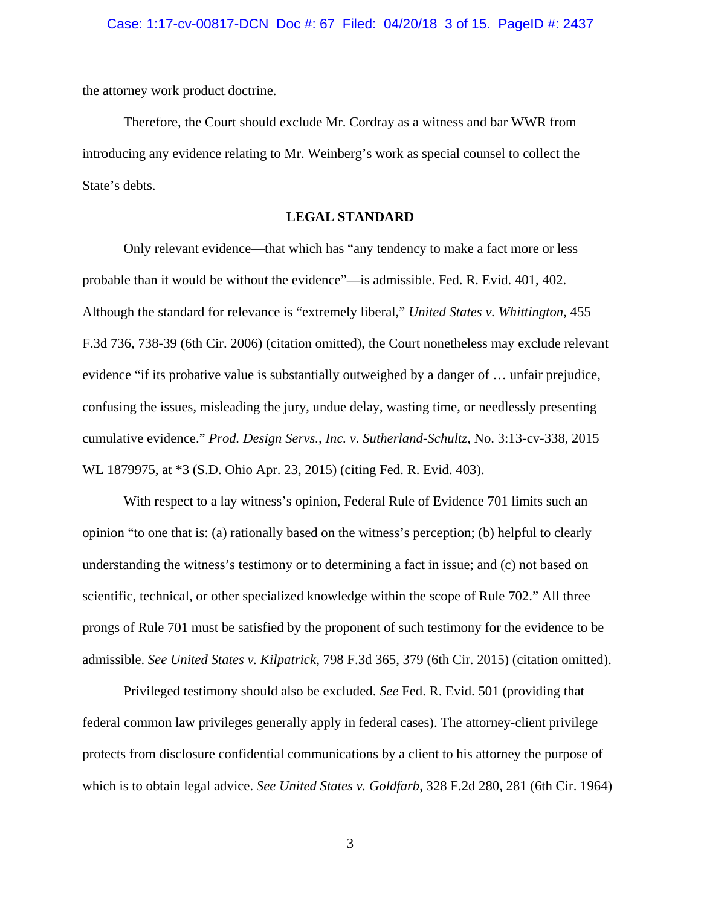the attorney work product doctrine.

Therefore, the Court should exclude Mr. Cordray as a witness and bar WWR from introducing any evidence relating to Mr. Weinberg's work as special counsel to collect the State's debts.

## LEGAL STANDARD

Only relevant evidence—that which has "any tendency to make a fact more or less probable than it would be without the evidence"—is admissible. Fed. R. Evid. 401, 402. Although the standard for relevance is "extremely liberal," *United States v. Whittington*, 455 F.3d 736, 738-39 (6th Cir. 2006) (citation omitted), the Court nonetheless may exclude relevant evidence "if its probative value is substantially outweighed by a danger of … unfair prejudice, confusing the issues, misleading the jury, undue delay, wasting time, or needlessly presenting cumulative evidence." *Prod. Design Servs., Inc. v. Sutherland-Schultz*, No. 3:13-cv-338, 2015 WL 1879975, at *3 (S.D. Ohio Apr. 23, 2015) (citing Fed. R. Evid. 403).

With respect to a lay witness's opinion, Federal Rule of Evidence 701 limits such an opinion "to one that is: (a) rationally based on the witness's perception; (b) helpful to clearly understanding the witness's testimony or to determining a fact in issue; and (c) not based on scientific, technical, or other specialized knowledge within the scope of Rule 702." All three prongs of Rule 701 must be satisfied by the proponent of such testimony for the evidence to be admissible. *See United States v. Kilpatrick*, 798 F.3d 365, 379 (6th Cir. 2015) (citation omitted).

Privileged testimony should also be excluded. *See* Fed. R. Evid. 501 (providing that federal common law privileges generally apply in federal cases). The attorney-client privilege protects from disclosure confidential communications by a client to his attorney the purpose of which is to obtain legal advice. *See United States v. Goldfarb*, 328 F.2d 280, 281 (6th Cir. 1964)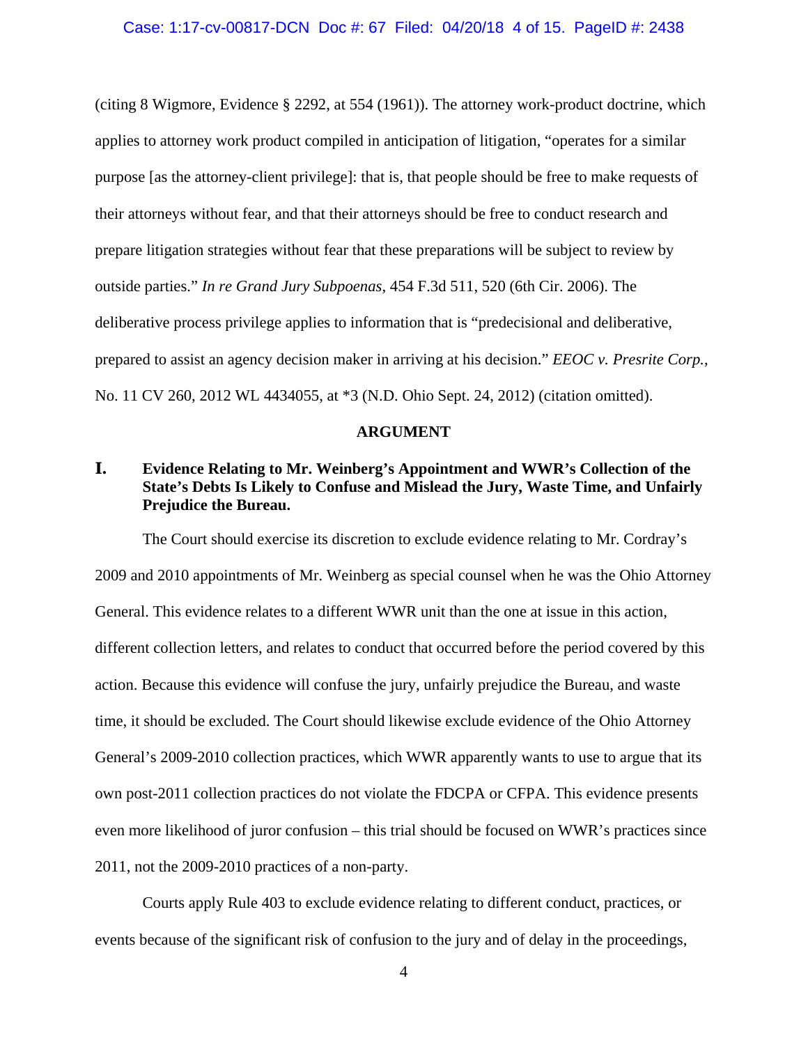(citing 8 Wigmore, Evidence § 2292, at 554 (1961)). The attorney work-product doctrine, which applies to attorney work product compiled in anticipation of litigation, "operates for a similar purpose [as the attorney-client privilege]: that is, that people should be free to make requests of their attorneys without fear, and that their attorneys should be free to conduct research and prepare litigation strategies without fear that these preparations will be subject to review by outside parties." *In re Grand Jury Subpoenas*, 454 F.3d 511, 520 (6th Cir. 2006). The deliberative process privilege applies to information that is "predecisional and deliberative, prepared to assist an agency decision maker in arriving at his decision." *EEOC v. Presrite Corp.*, No. 11 CV 260, 2012 WL 4434055, at *3 (N.D. Ohio Sept. 24, 2012) (citation omitted).

## ARGUMENT

### I. Evidence Relating to Mr. Weinberg's Appointment and WWR's Collection of the State's Debts Is Likely to Confuse and Mislead the Jury, Waste Time, and Unfairly Prejudice the Bureau.

The Court should exercise its discretion to exclude evidence relating to Mr. Cordray's 2009 and 2010 appointments of Mr. Weinberg as special counsel when he was the Ohio Attorney General. This evidence relates to a different WWR unit than the one at issue in this action, different collection letters, and relates to conduct that occurred before the period covered by this action. Because this evidence will confuse the jury, unfairly prejudice the Bureau, and waste time, it should be excluded. The Court should likewise exclude evidence of the Ohio Attorney General's 2009-2010 collection practices, which WWR apparently wants to use to argue that its own post-2011 collection practices do not violate the FDCPA or CFPA. This evidence presents even more likelihood of juror confusion – this trial should be focused on WWR's practices since 2011, not the 2009-2010 practices of a non-party.

Courts apply Rule 403 to exclude evidence relating to different conduct, practices, or events because of the significant risk of confusion to the jury and of delay in the proceedings,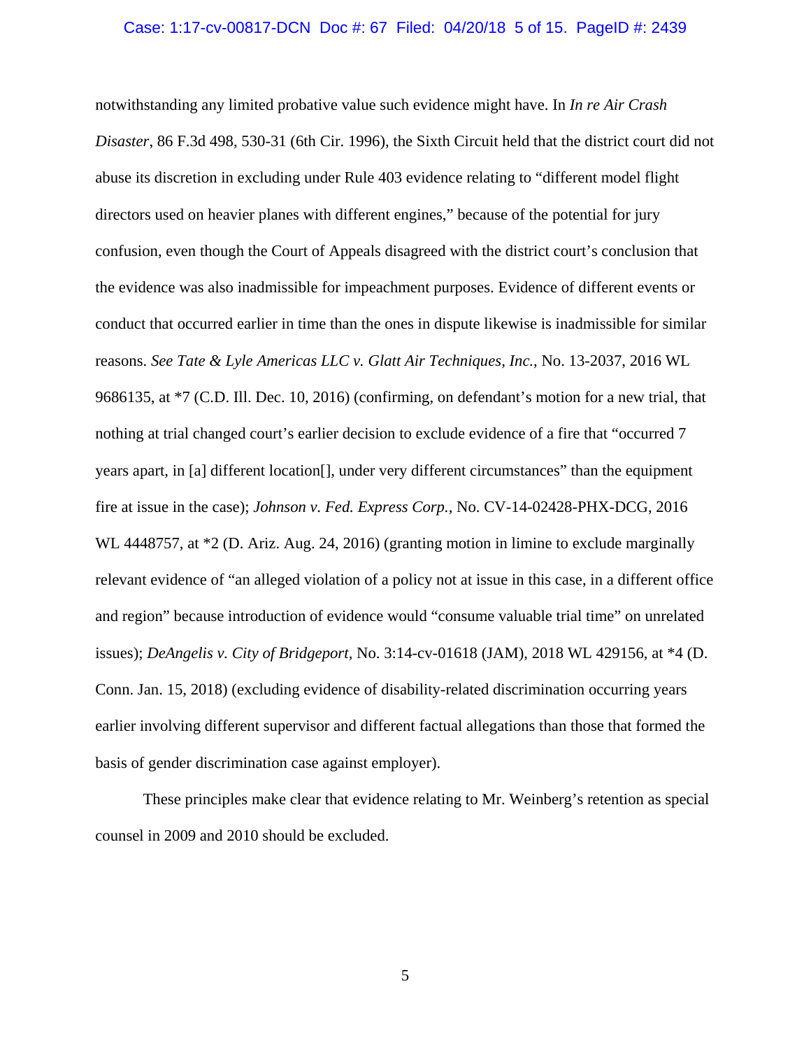notwithstanding any limited probative value such evidence might have. In *In re Air Crash Disaster*, 86 F.3d 498, 530-31 (6th Cir. 1996), the Sixth Circuit held that the district court did not abuse its discretion in excluding under Rule 403 evidence relating to "different model flight directors used on heavier planes with different engines," because of the potential for jury confusion, even though the Court of Appeals disagreed with the district court's conclusion that the evidence was also inadmissible for impeachment purposes. Evidence of different events or conduct that occurred earlier in time than the ones in dispute likewise is inadmissible for similar reasons. *See Tate & Lyle Americas LLC v. Glatt Air Techniques, Inc.*, No. 13-2037, 2016 WL 9686135, at *7 (C.D. Ill. Dec. 10, 2016) (confirming, on defendant's motion for a new trial, that nothing at trial changed court's earlier decision to exclude evidence of a fire that "occurred 7 years apart, in [a] different location[], under very different circumstances" than the equipment fire at issue in the case); *Johnson v. Fed. Express Corp.*, No. CV-14-02428-PHX-DCG, 2016 WL 4448757, at *2 (D. Ariz. Aug. 24, 2016) (granting motion in limine to exclude marginally relevant evidence of "an alleged violation of a policy not at issue in this case, in a different office and region" because introduction of evidence would "consume valuable trial time" on unrelated issues); *DeAngelis v. City of Bridgeport*, No. 3:14-cv-01618 (JAM), 2018 WL 429156, at *4 (D. Conn. Jan. 15, 2018) (excluding evidence of disability-related discrimination occurring years earlier involving different supervisor and different factual allegations than those that formed the basis of gender discrimination case against employer).

These principles make clear that evidence relating to Mr. Weinberg's retention as special counsel in 2009 and 2010 should be excluded.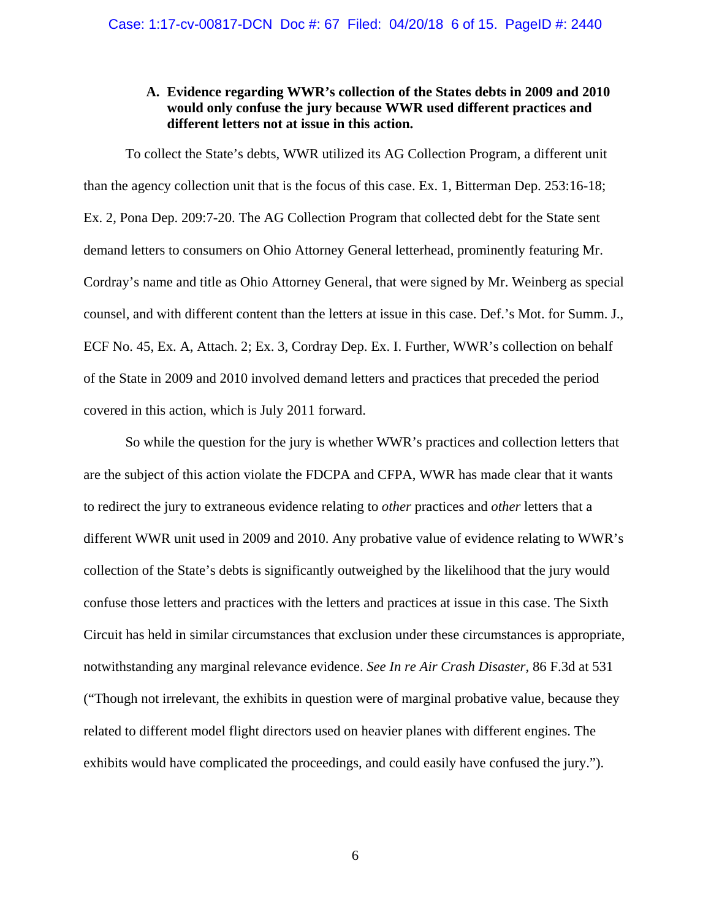### A. Evidence regarding WWR's collection of the States debts in 2009 and 2010 would only confuse the jury because WWR used different practices and different letters not at issue in this action.

To collect the State's debts, WWR utilized its AG Collection Program, a different unit than the agency collection unit that is the focus of this case. Ex. 1, Bitterman Dep. 253:16-18; Ex. 2, Pona Dep. 209:7-20. The AG Collection Program that collected debt for the State sent demand letters to consumers on Ohio Attorney General letterhead, prominently featuring Mr. Cordray's name and title as Ohio Attorney General, that were signed by Mr. Weinberg as special counsel, and with different content than the letters at issue in this case. Def.'s Mot. for Summ. J., ECF No. 45, Ex. A, Attach. 2; Ex. 3, Cordray Dep. Ex. I. Further, WWR's collection on behalf of the State in 2009 and 2010 involved demand letters and practices that preceded the period covered in this action, which is July 2011 forward.

So while the question for the jury is whether WWR's practices and collection letters that are the subject of this action violate the FDCPA and CFPA, WWR has made clear that it wants to redirect the jury to extraneous evidence relating to *other* practices and *other* letters that a different WWR unit used in 2009 and 2010. Any probative value of evidence relating to WWR's collection of the State's debts is significantly outweighed by the likelihood that the jury would confuse those letters and practices with the letters and practices at issue in this case. The Sixth Circuit has held in similar circumstances that exclusion under these circumstances is appropriate, notwithstanding any marginal relevance evidence. *See In re Air Crash Disaster*, 86 F.3d at 531 ("Though not irrelevant, the exhibits in question were of marginal probative value, because they related to different model flight directors used on heavier planes with different engines. The exhibits would have complicated the proceedings, and could easily have confused the jury.").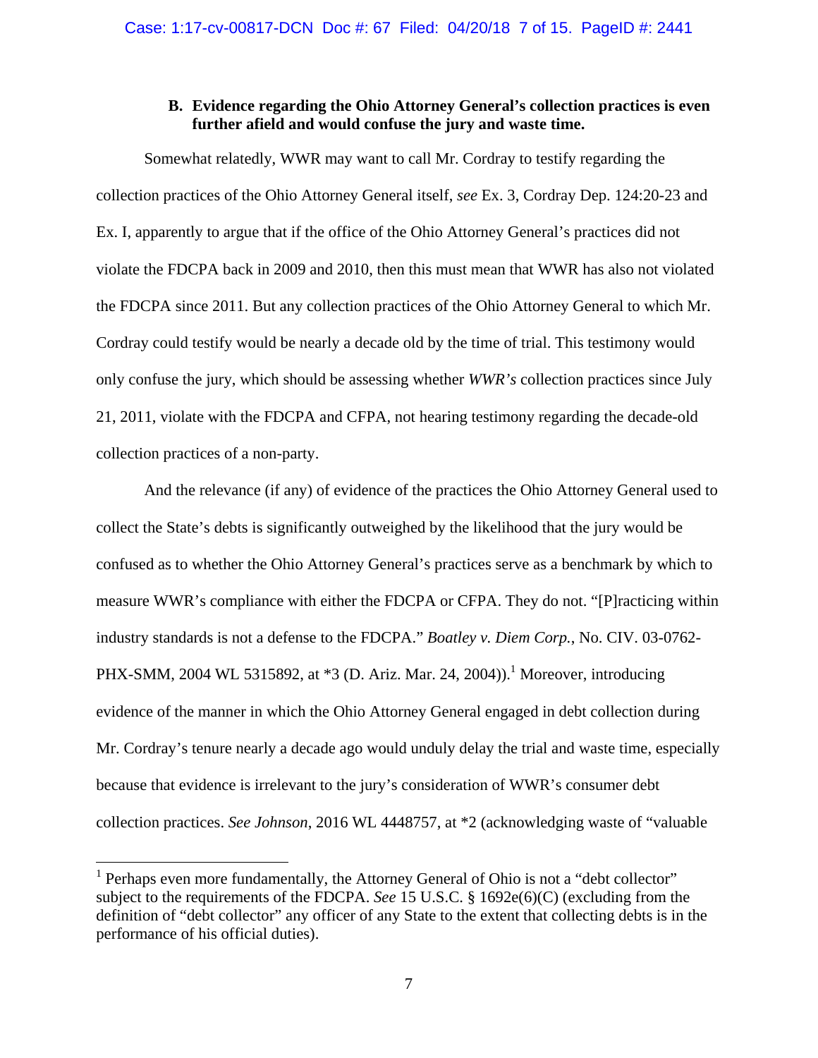### B. Evidence regarding the Ohio Attorney General's collection practices is even further afield and would confuse the jury and waste time.

Somewhat relatedly, WWR may want to call Mr. Cordray to testify regarding the collection practices of the Ohio Attorney General itself, *see* Ex. 3, Cordray Dep. 124:20-23 and Ex. I, apparently to argue that if the office of the Ohio Attorney General's practices did not violate the FDCPA back in 2009 and 2010, then this must mean that WWR has also not violated the FDCPA since 2011. But any collection practices of the Ohio Attorney General to which Mr. Cordray could testify would be nearly a decade old by the time of trial. This testimony would only confuse the jury, which should be assessing whether *WWR's* collection practices since July 21, 2011, violate with the FDCPA and CFPA, not hearing testimony regarding the decade-old collection practices of a non-party.

And the relevance (if any) of evidence of the practices the Ohio Attorney General used to collect the State's debts is significantly outweighed by the likelihood that the jury would be confused as to whether the Ohio Attorney General's practices serve as a benchmark by which to measure WWR's compliance with either the FDCPA or CFPA. They do not. "[P]racticing within industry standards is not a defense to the FDCPA." *Boatley v. Diem Corp.*, No. CIV. 03-0762-PHX-SMM, 2004 WL 5315892, at *3 (D. Ariz. Mar. 24, 2004)).[1] Moreover, introducing evidence of the manner in which the Ohio Attorney General engaged in debt collection during Mr. Cordray's tenure nearly a decade ago would unduly delay the trial and waste time, especially because that evidence is irrelevant to the jury's consideration of WWR's consumer debt collection practices. *See Johnson*, 2016 WL 4448757, at *2 (acknowledging waste of "valuable

---

[1] Perhaps even more fundamentally, the Attorney General of Ohio is not a "debt collector" subject to the requirements of the FDCPA. *See* 15 U.S.C. § 1692e(6)(C) (excluding from the definition of "debt collector" any officer of any State to the extent that collecting debts is in the performance of his official duties).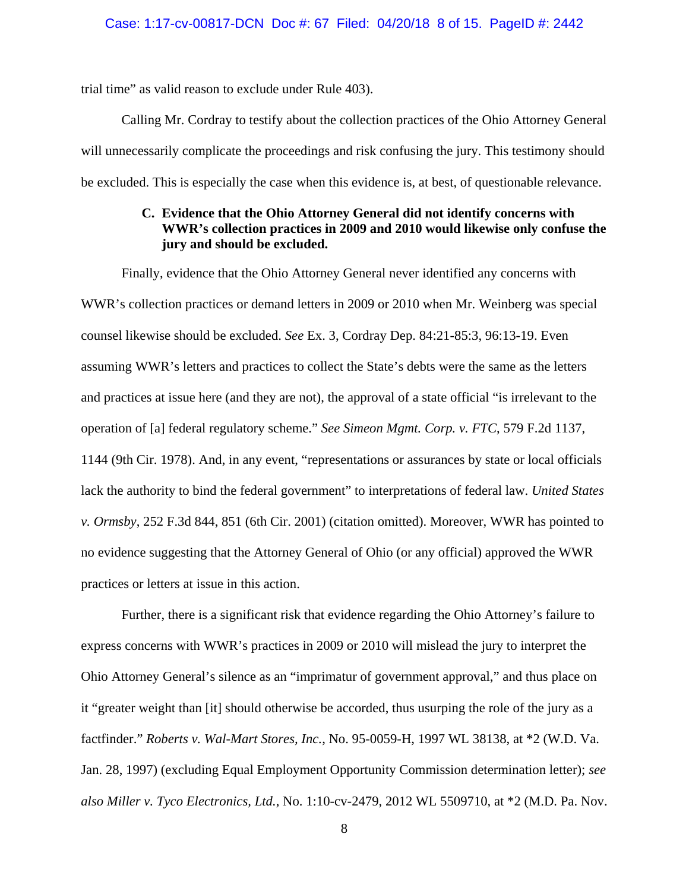trial time" as valid reason to exclude under Rule 403).

Calling Mr. Cordray to testify about the collection practices of the Ohio Attorney General will unnecessarily complicate the proceedings and risk confusing the jury. This testimony should be excluded. This is especially the case when this evidence is, at best, of questionable relevance.

### C. Evidence that the Ohio Attorney General did not identify concerns with WWR's collection practices in 2009 and 2010 would likewise only confuse the jury and should be excluded.

Finally, evidence that the Ohio Attorney General never identified any concerns with WWR's collection practices or demand letters in 2009 or 2010 when Mr. Weinberg was special counsel likewise should be excluded. *See* Ex. 3, Cordray Dep. 84:21-85:3, 96:13-19. Even assuming WWR's letters and practices to collect the State's debts were the same as the letters and practices at issue here (and they are not), the approval of a state official "is irrelevant to the operation of [a] federal regulatory scheme." *See Simeon Mgmt. Corp. v. FTC*, 579 F.2d 1137, 1144 (9th Cir. 1978). And, in any event, "representations or assurances by state or local officials lack the authority to bind the federal government" to interpretations of federal law. *United States v. Ormsby*, 252 F.3d 844, 851 (6th Cir. 2001) (citation omitted). Moreover, WWR has pointed to no evidence suggesting that the Attorney General of Ohio (or any official) approved the WWR practices or letters at issue in this action.

Further, there is a significant risk that evidence regarding the Ohio Attorney's failure to express concerns with WWR's practices in 2009 or 2010 will mislead the jury to interpret the Ohio Attorney General's silence as an "imprimatur of government approval," and thus place on it "greater weight than [it] should otherwise be accorded, thus usurping the role of the jury as a factfinder." *Roberts v. Wal-Mart Stores, Inc.*, No. 95-0059-H, 1997 WL 38138, at *2 (W.D. Va. Jan. 28, 1997) (excluding Equal Employment Opportunity Commission determination letter); *see also Miller v. Tyco Electronics, Ltd.*, No. 1:10-cv-2479, 2012 WL 5509710, at *2 (M.D. Pa. Nov.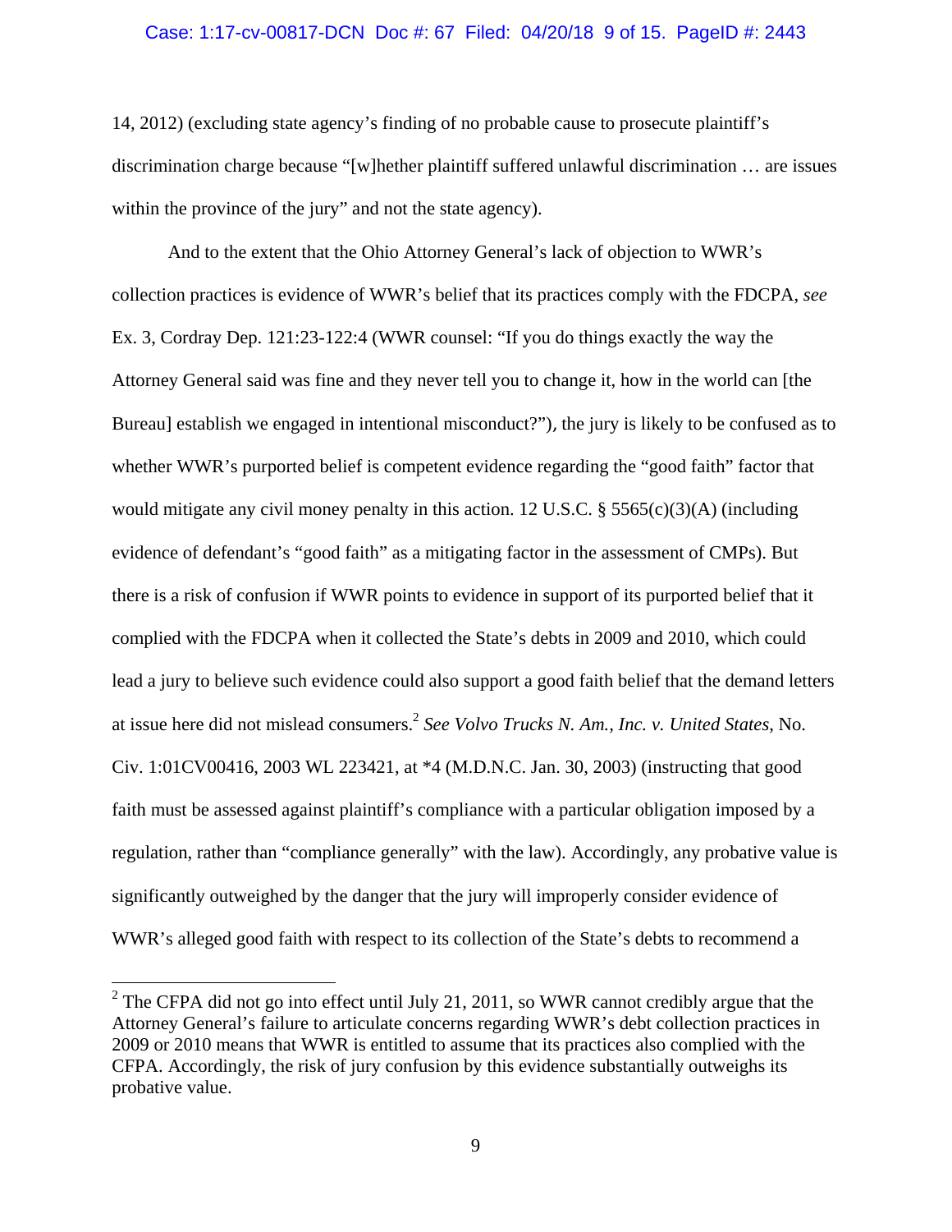14, 2012) (excluding state agency's finding of no probable cause to prosecute plaintiff's discrimination charge because "[w]hether plaintiff suffered unlawful discrimination … are issues within the province of the jury" and not the state agency).

And to the extent that the Ohio Attorney General's lack of objection to WWR's collection practices is evidence of WWR's belief that its practices comply with the FDCPA, *see* Ex. 3, Cordray Dep. 121:23-122:4 (WWR counsel: "If you do things exactly the way the Attorney General said was fine and they never tell you to change it, how in the world can [the Bureau] establish we engaged in intentional misconduct?"), the jury is likely to be confused as to whether WWR's purported belief is competent evidence regarding the "good faith" factor that would mitigate any civil money penalty in this action. 12 U.S.C. § 5565(c)(3)(A) (including evidence of defendant's "good faith" as a mitigating factor in the assessment of CMPs). But there is a risk of confusion if WWR points to evidence in support of its purported belief that it complied with the FDCPA when it collected the State's debts in 2009 and 2010, which could lead a jury to believe such evidence could also support a good faith belief that the demand letters at issue here did not mislead consumers.[2] *See Volvo Trucks N. Am., Inc. v. United States*, No. Civ. 1:01CV00416, 2003 WL 223421, at *4 (M.D.N.C. Jan. 30, 2003) (instructing that good faith must be assessed against plaintiff's compliance with a particular obligation imposed by a regulation, rather than "compliance generally" with the law). Accordingly, any probative value is significantly outweighed by the danger that the jury will improperly consider evidence of WWR's alleged good faith with respect to its collection of the State's debts to recommend a

---

[2] The CFPA did not go into effect until July 21, 2011, so WWR cannot credibly argue that the Attorney General's failure to articulate concerns regarding WWR's debt collection practices in 2009 or 2010 means that WWR is entitled to assume that its practices also complied with the CFPA. Accordingly, the risk of jury confusion by this evidence substantially outweighs its probative value.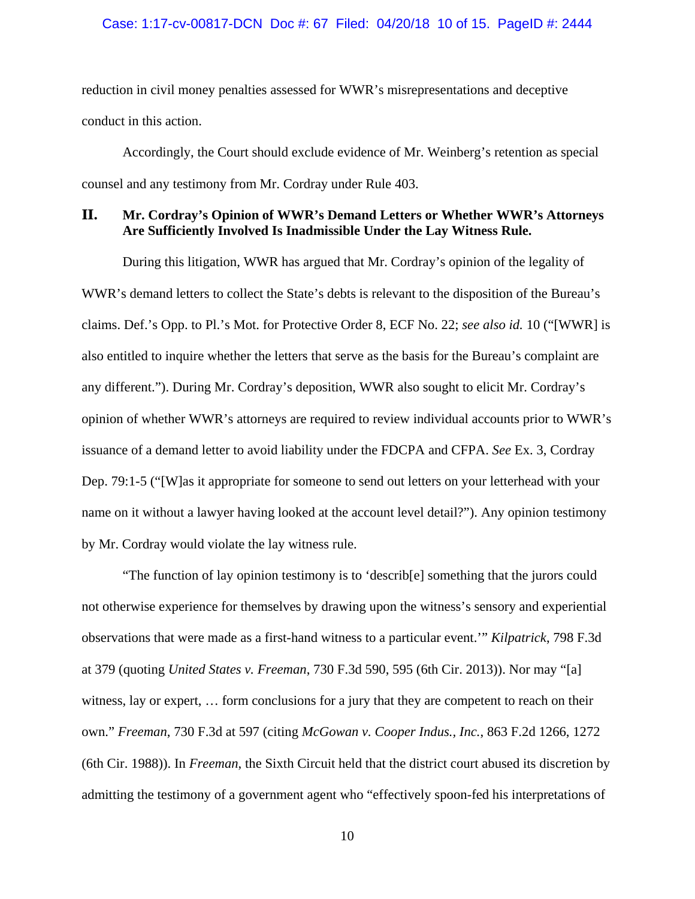reduction in civil money penalties assessed for WWR's misrepresentations and deceptive conduct in this action.

Accordingly, the Court should exclude evidence of Mr. Weinberg's retention as special counsel and any testimony from Mr. Cordray under Rule 403.

## II. Mr. Cordray's Opinion of WWR's Demand Letters or Whether WWR's Attorneys Are Sufficiently Involved Is Inadmissible Under the Lay Witness Rule.

During this litigation, WWR has argued that Mr. Cordray's opinion of the legality of WWR's demand letters to collect the State's debts is relevant to the disposition of the Bureau's claims. Def.'s Opp. to Pl.'s Mot. for Protective Order 8, ECF No. 22; *see also id.* 10 ("[WWR] is also entitled to inquire whether the letters that serve as the basis for the Bureau's complaint are any different."). During Mr. Cordray's deposition, WWR also sought to elicit Mr. Cordray's opinion of whether WWR's attorneys are required to review individual accounts prior to WWR's issuance of a demand letter to avoid liability under the FDCPA and CFPA. *See* Ex. 3, Cordray Dep. 79:1-5 ("[W]as it appropriate for someone to send out letters on your letterhead with your name on it without a lawyer having looked at the account level detail?"). Any opinion testimony by Mr. Cordray would violate the lay witness rule.

"The function of lay opinion testimony is to 'describ[e] something that the jurors could not otherwise experience for themselves by drawing upon the witness's sensory and experiential observations that were made as a first-hand witness to a particular event.'" *Kilpatrick*, 798 F.3d at 379 (quoting *United States v. Freeman*, 730 F.3d 590, 595 (6th Cir. 2013)). Nor may "[a] witness, lay or expert, … form conclusions for a jury that they are competent to reach on their own." *Freeman*, 730 F.3d at 597 (citing *McGowan v. Cooper Indus., Inc.*, 863 F.2d 1266, 1272 (6th Cir. 1988)). In *Freeman*, the Sixth Circuit held that the district court abused its discretion by admitting the testimony of a government agent who "effectively spoon-fed his interpretations of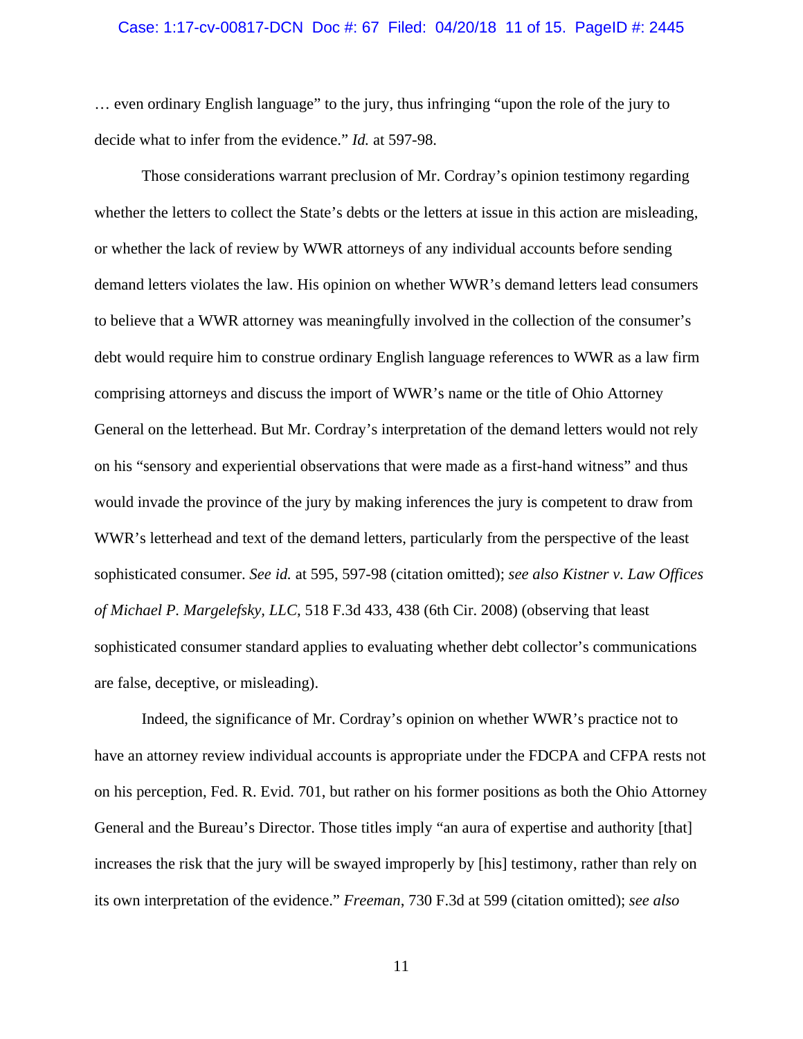… even ordinary English language" to the jury, thus infringing "upon the role of the jury to decide what to infer from the evidence." *Id.* at 597-98.

Those considerations warrant preclusion of Mr. Cordray's opinion testimony regarding whether the letters to collect the State's debts or the letters at issue in this action are misleading, or whether the lack of review by WWR attorneys of any individual accounts before sending demand letters violates the law. His opinion on whether WWR's demand letters lead consumers to believe that a WWR attorney was meaningfully involved in the collection of the consumer's debt would require him to construe ordinary English language references to WWR as a law firm comprising attorneys and discuss the import of WWR's name or the title of Ohio Attorney General on the letterhead. But Mr. Cordray's interpretation of the demand letters would not rely on his "sensory and experiential observations that were made as a first-hand witness" and thus would invade the province of the jury by making inferences the jury is competent to draw from WWR's letterhead and text of the demand letters, particularly from the perspective of the least sophisticated consumer. *See id.* at 595, 597-98 (citation omitted); *see also Kistner v. Law Offices of Michael P. Margelefsky, LLC*, 518 F.3d 433, 438 (6th Cir. 2008) (observing that least sophisticated consumer standard applies to evaluating whether debt collector's communications are false, deceptive, or misleading).

Indeed, the significance of Mr. Cordray's opinion on whether WWR's practice not to have an attorney review individual accounts is appropriate under the FDCPA and CFPA rests not on his perception, Fed. R. Evid. 701, but rather on his former positions as both the Ohio Attorney General and the Bureau's Director. Those titles imply "an aura of expertise and authority [that] increases the risk that the jury will be swayed improperly by [his] testimony, rather than rely on its own interpretation of the evidence." *Freeman*, 730 F.3d at 599 (citation omitted); *see also*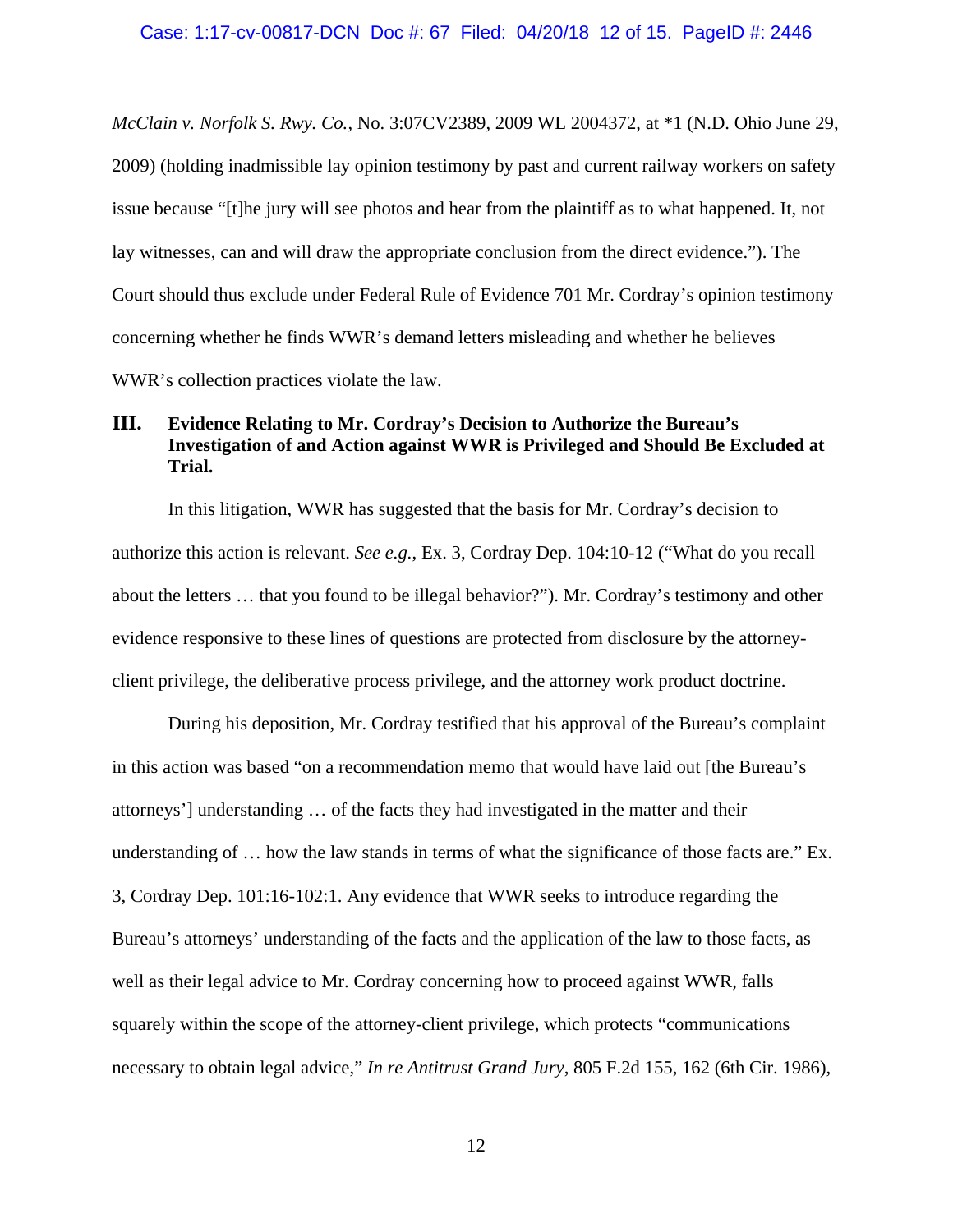*McClain v. Norfolk S. Rwy. Co.*, No. 3:07CV2389, 2009 WL 2004372, at *1 (N.D. Ohio June 29, 2009) (holding inadmissible lay opinion testimony by past and current railway workers on safety issue because "[t]he jury will see photos and hear from the plaintiff as to what happened. It, not lay witnesses, can and will draw the appropriate conclusion from the direct evidence."). The Court should thus exclude under Federal Rule of Evidence 701 Mr. Cordray's opinion testimony concerning whether he finds WWR's demand letters misleading and whether he believes WWR's collection practices violate the law.

## III. Evidence Relating to Mr. Cordray's Decision to Authorize the Bureau's Investigation of and Action against WWR is Privileged and Should Be Excluded at Trial.

In this litigation, WWR has suggested that the basis for Mr. Cordray's decision to authorize this action is relevant. *See e.g.*, Ex. 3, Cordray Dep. 104:10-12 ("What do you recall about the letters … that you found to be illegal behavior?"). Mr. Cordray's testimony and other evidence responsive to these lines of questions are protected from disclosure by the attorney-client privilege, the deliberative process privilege, and the attorney work product doctrine.

During his deposition, Mr. Cordray testified that his approval of the Bureau's complaint in this action was based "on a recommendation memo that would have laid out [the Bureau's attorneys'] understanding … of the facts they had investigated in the matter and their understanding of … how the law stands in terms of what the significance of those facts are." Ex. 3, Cordray Dep. 101:16-102:1. Any evidence that WWR seeks to introduce regarding the Bureau's attorneys' understanding of the facts and the application of the law to those facts, as well as their legal advice to Mr. Cordray concerning how to proceed against WWR, falls squarely within the scope of the attorney-client privilege, which protects "communications necessary to obtain legal advice," *In re Antitrust Grand Jury*, 805 F.2d 155, 162 (6th Cir. 1986),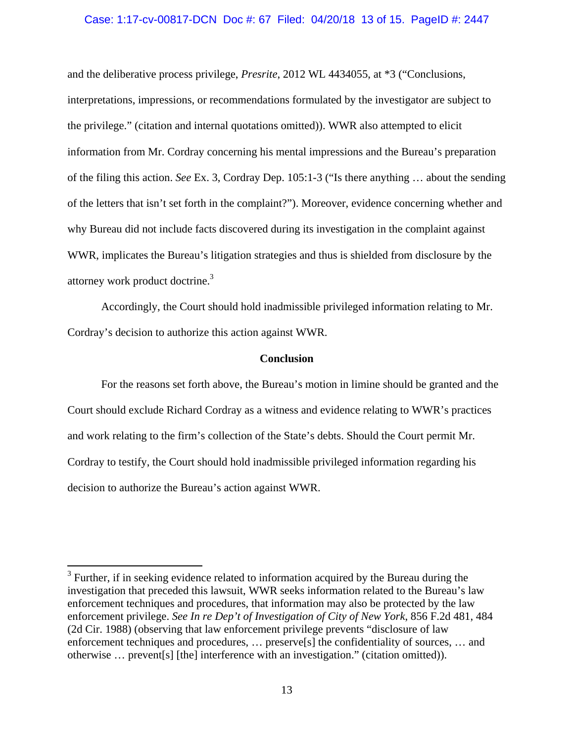and the deliberative process privilege, *Presrite*, 2012 WL 4434055, at *3 ("Conclusions, interpretations, impressions, or recommendations formulated by the investigator are subject to the privilege." (citation and internal quotations omitted)). WWR also attempted to elicit information from Mr. Cordray concerning his mental impressions and the Bureau's preparation of the filing this action. *See* Ex. 3, Cordray Dep. 105:1-3 ("Is there anything … about the sending of the letters that isn't set forth in the complaint?"). Moreover, evidence concerning whether and why Bureau did not include facts discovered during its investigation in the complaint against WWR, implicates the Bureau's litigation strategies and thus is shielded from disclosure by the attorney work product doctrine.[3]

Accordingly, the Court should hold inadmissible privileged information relating to Mr. Cordray's decision to authorize this action against WWR.

**Conclusion**

For the reasons set forth above, the Bureau's motion in limine should be granted and the Court should exclude Richard Cordray as a witness and evidence relating to WWR's practices and work relating to the firm's collection of the State's debts. Should the Court permit Mr. Cordray to testify, the Court should hold inadmissible privileged information regarding his decision to authorize the Bureau's action against WWR.

---

[3] Further, if in seeking evidence related to information acquired by the Bureau during the investigation that preceded this lawsuit, WWR seeks information related to the Bureau's law enforcement techniques and procedures, that information may also be protected by the law enforcement privilege. *See In re Dep't of Investigation of City of New York*, 856 F.2d 481, 484 (2d Cir. 1988) (observing that law enforcement privilege prevents "disclosure of law enforcement techniques and procedures, … preserve[s] the confidentiality of sources, … and otherwise … prevent[s] [the] interference with an investigation." (citation omitted)).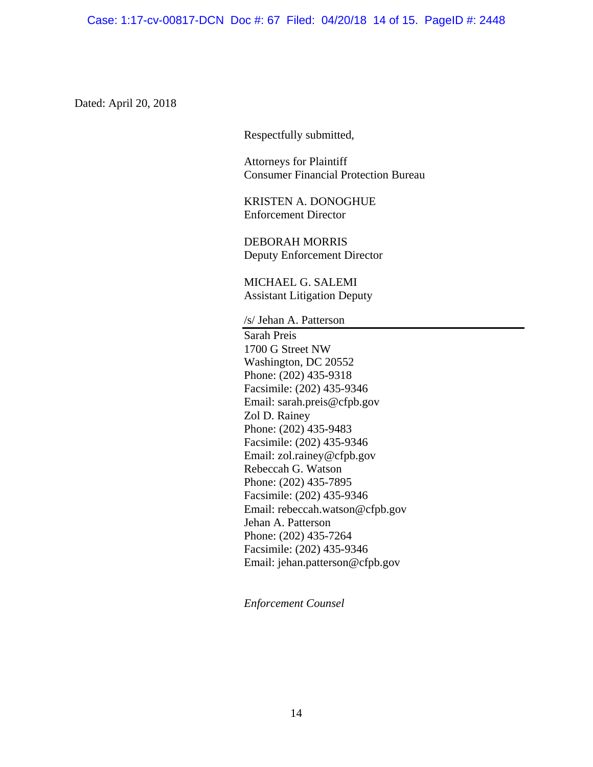Dated: April 20, 2018

Respectfully submitted,

Attorneys for Plaintiff
Consumer Financial Protection Bureau

KRISTEN A. DONOGHUE
Enforcement Director

DEBORAH MORRIS
Deputy Enforcement Director

MICHAEL G. SALEMI
Assistant Litigation Deputy

/s/ Jehan A. Patterson

Sarah Preis
1700 G Street NW
Washington, DC 20552
Phone: (202) 435-9318
Facsimile: (202) 435-9346
Email: sarah.preis@cfpb.gov
Zol D. Rainey
Phone: (202) 435-9483
Facsimile: (202) 435-9346
Email: zol.rainey@cfpb.gov
Rebeccah G. Watson
Phone: (202) 435-7895
Facsimile: (202) 435-9346
Email: rebeccah.watson@cfpb.gov
Jehan A. Patterson
Phone: (202) 435-7264
Facsimile: (202) 435-9346
Email: jehan.patterson@cfpb.gov

*Enforcement Counsel*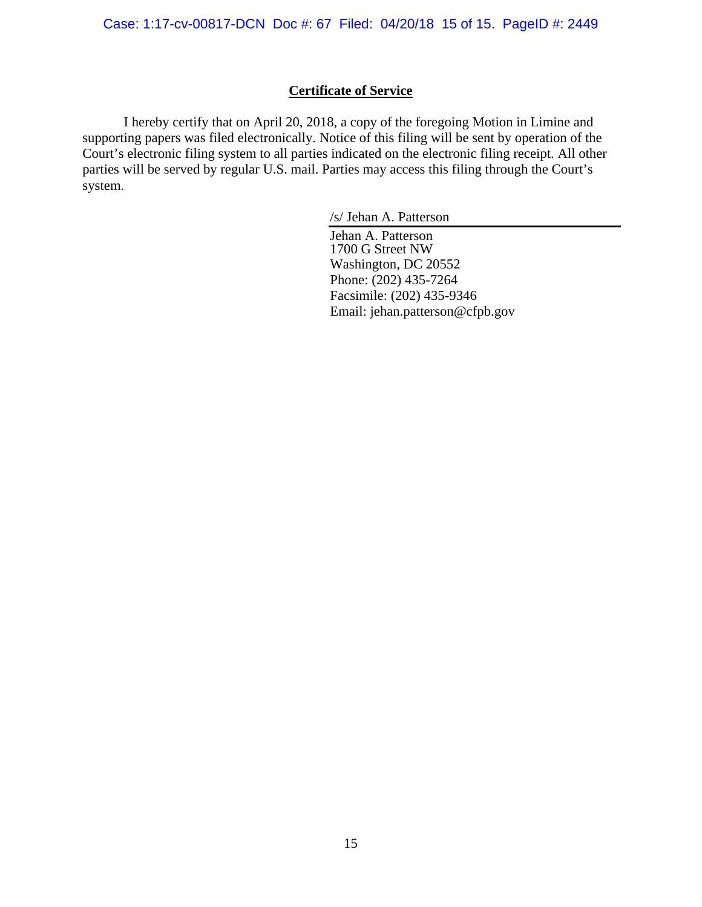## **Certificate of Service**

I hereby certify that on April 20, 2018, a copy of the foregoing Motion in Limine and supporting papers was filed electronically. Notice of this filing will be sent by operation of the Court's electronic filing system to all parties indicated on the electronic filing receipt. All other parties will be served by regular U.S. mail. Parties may access this filing through the Court's system.

/s/ Jehan A. Patterson

Jehan A. Patterson
1700 G Street NW
Washington, DC 20552
Phone: (202) 435-7264
Facsimile: (202) 435-9346
Email: jehan.patterson@cfpb.gov